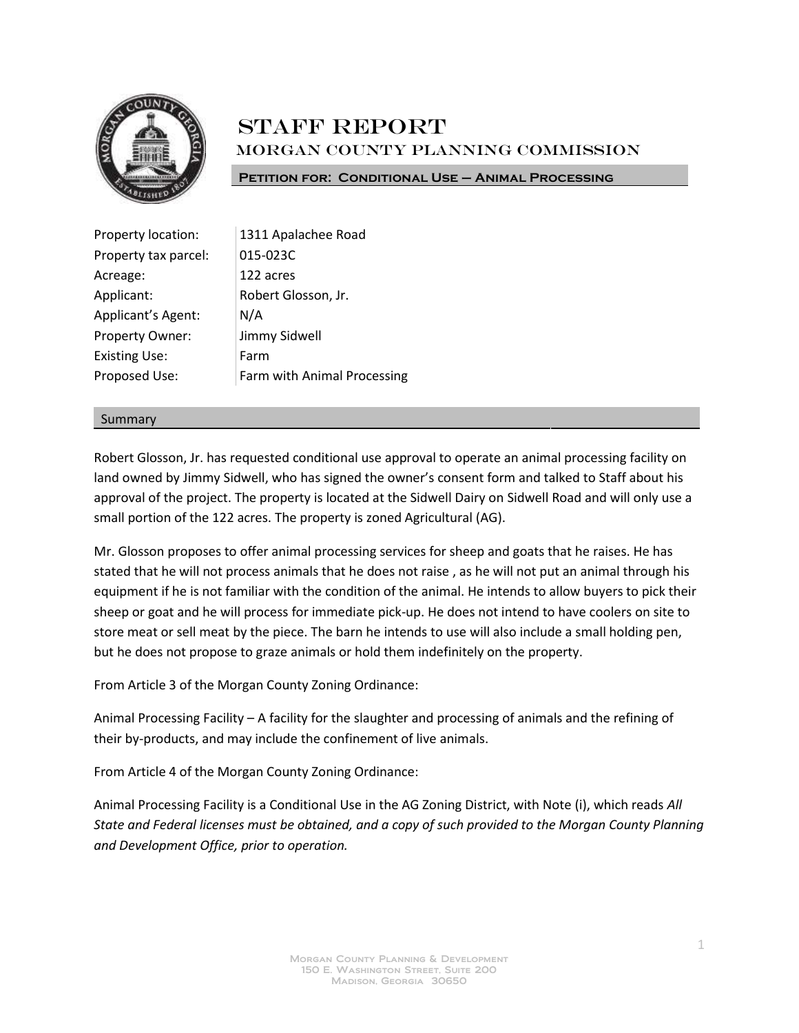# STAFF REPORT

## MORGAN COUNTY PLANNING COMMISSION

### Petition for: Conditional Use – Animal Processing

| | |
|---|---|
| Property location: | 1311 Apalachee Road |
| Property tax parcel: | 015-023C |
| Acreage: | 122 acres |
| Applicant: | Robert Glosson, Jr. |
| Applicant's Agent: | N/A |
| Property Owner: | Jimmy Sidwell |
| Existing Use: | Farm |
| Proposed Use: | Farm with Animal Processing |

## Summary

Robert Glosson, Jr. has requested conditional use approval to operate an animal processing facility on land owned by Jimmy Sidwell, who has signed the owner's consent form and talked to Staff about his approval of the project. The property is located at the Sidwell Dairy on Sidwell Road and will only use a small portion of the 122 acres. The property is zoned Agricultural (AG).

Mr. Glosson proposes to offer animal processing services for sheep and goats that he raises. He has stated that he will not process animals that he does not raise , as he will not put an animal through his equipment if he is not familiar with the condition of the animal. He intends to allow buyers to pick their sheep or goat and he will process for immediate pick-up. He does not intend to have coolers on site to store meat or sell meat by the piece. The barn he intends to use will also include a small holding pen, but he does not propose to graze animals or hold them indefinitely on the property.

From Article 3 of the Morgan County Zoning Ordinance:

Animal Processing Facility – A facility for the slaughter and processing of animals and the refining of their by-products, and may include the confinement of live animals.

From Article 4 of the Morgan County Zoning Ordinance:

Animal Processing Facility is a Conditional Use in the AG Zoning District, with Note (i), which reads *All State and Federal licenses must be obtained, and a copy of such provided to the Morgan County Planning and Development Office, prior to operation.*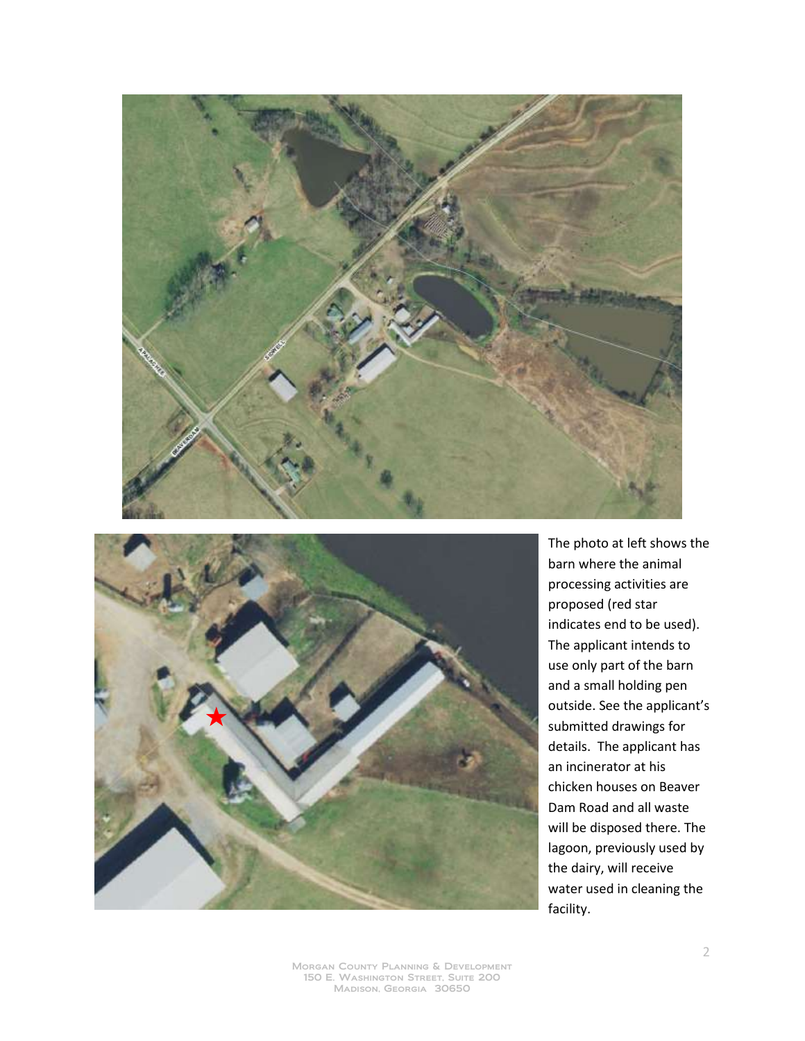The photo at left shows the barn where the animal processing activities are proposed (red star indicates end to be used). The applicant intends to use only part of the barn and a small holding pen outside. See the applicant's submitted drawings for details. The applicant has an incinerator at his chicken houses on Beaver Dam Road and all waste will be disposed there. The lagoon, previously used by the dairy, will receive water used in cleaning the facility.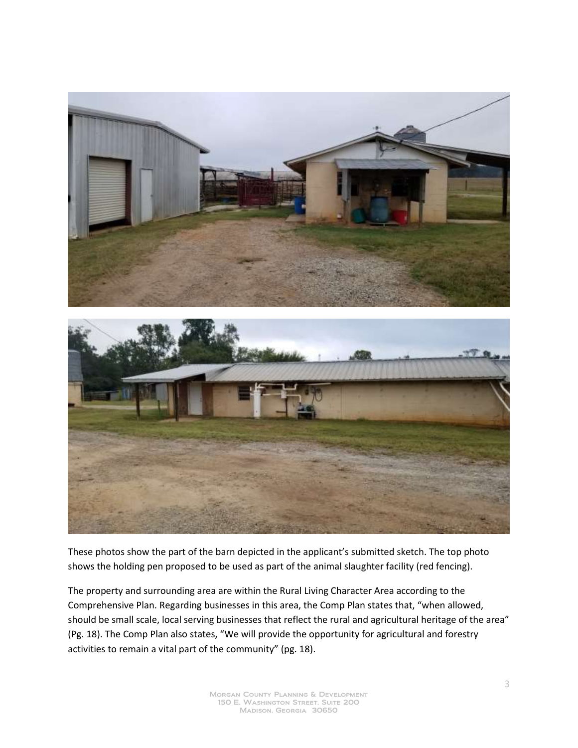These photos show the part of the barn depicted in the applicant's submitted sketch. The top photo shows the holding pen proposed to be used as part of the animal slaughter facility (red fencing).

The property and surrounding area are within the Rural Living Character Area according to the Comprehensive Plan. Regarding businesses in this area, the Comp Plan states that, "when allowed, should be small scale, local serving businesses that reflect the rural and agricultural heritage of the area" (Pg. 18). The Comp Plan also states, "We will provide the opportunity for agricultural and forestry activities to remain a vital part of the community" (pg. 18).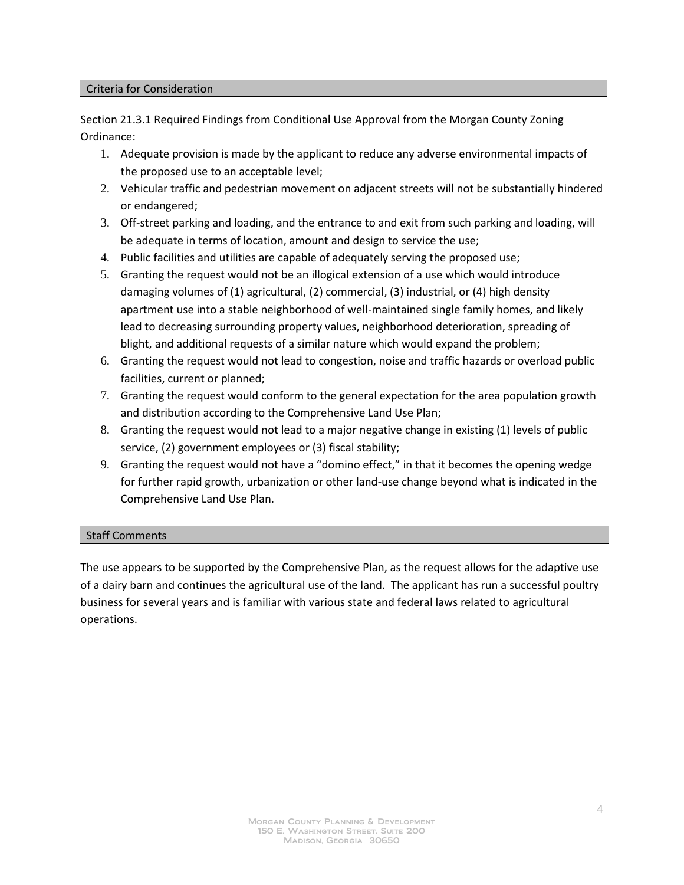## Criteria for Consideration

Section 21.3.1 Required Findings from Conditional Use Approval from the Morgan County Zoning Ordinance:

1. Adequate provision is made by the applicant to reduce any adverse environmental impacts of the proposed use to an acceptable level;
2. Vehicular traffic and pedestrian movement on adjacent streets will not be substantially hindered or endangered;
3. Off-street parking and loading, and the entrance to and exit from such parking and loading, will be adequate in terms of location, amount and design to service the use;
4. Public facilities and utilities are capable of adequately serving the proposed use;
5. Granting the request would not be an illogical extension of a use which would introduce damaging volumes of (1) agricultural, (2) commercial, (3) industrial, or (4) high density apartment use into a stable neighborhood of well-maintained single family homes, and likely lead to decreasing surrounding property values, neighborhood deterioration, spreading of blight, and additional requests of a similar nature which would expand the problem;
6. Granting the request would not lead to congestion, noise and traffic hazards or overload public facilities, current or planned;
7. Granting the request would conform to the general expectation for the area population growth and distribution according to the Comprehensive Land Use Plan;
8. Granting the request would not lead to a major negative change in existing (1) levels of public service, (2) government employees or (3) fiscal stability;
9. Granting the request would not have a "domino effect," in that it becomes the opening wedge for further rapid growth, urbanization or other land-use change beyond what is indicated in the Comprehensive Land Use Plan.

## Staff Comments

The use appears to be supported by the Comprehensive Plan, as the request allows for the adaptive use of a dairy barn and continues the agricultural use of the land. The applicant has run a successful poultry business for several years and is familiar with various state and federal laws related to agricultural operations.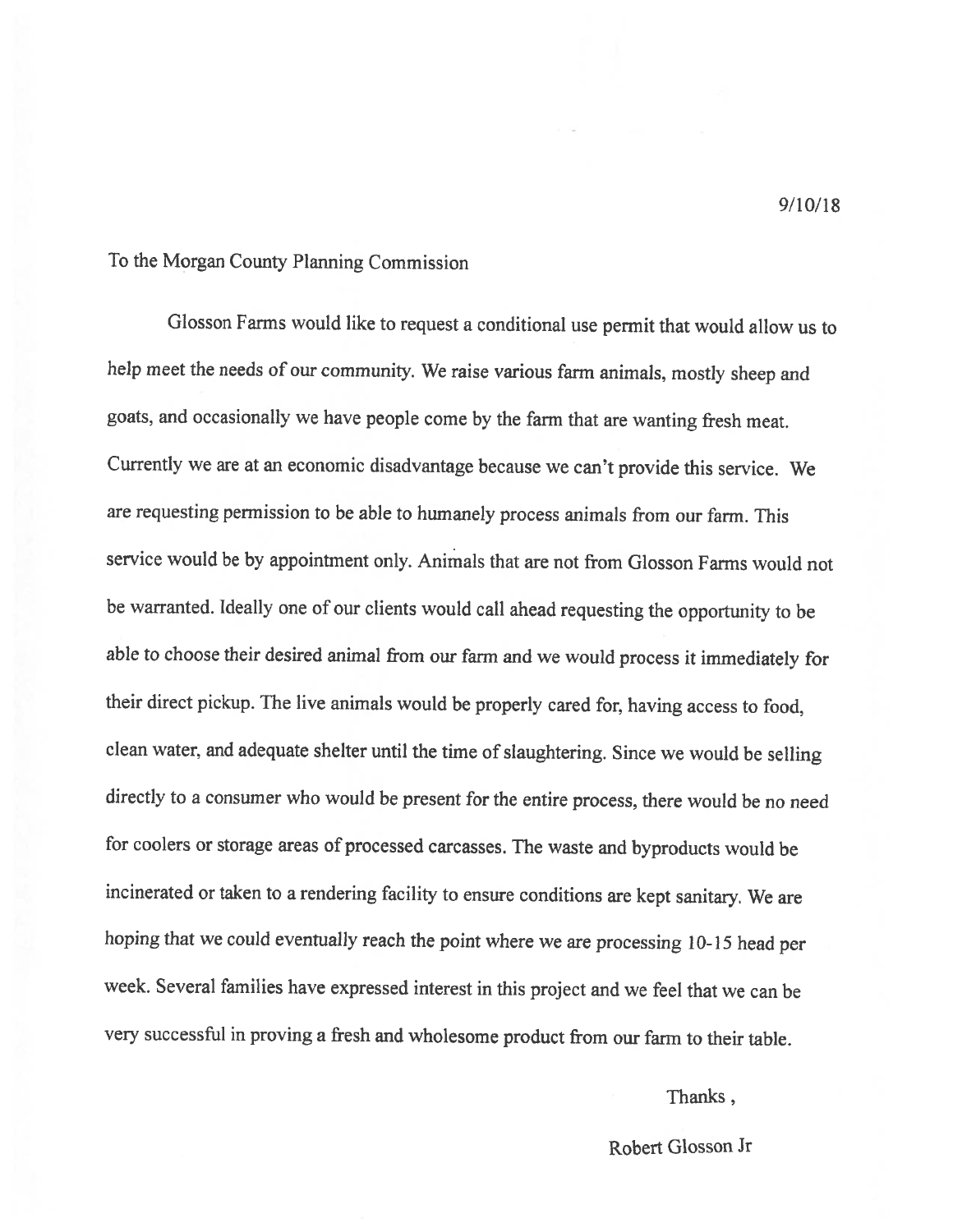9/10/18

To the Morgan County Planning Commission

Glosson Farms would like to request a conditional use permit that would allow us to help meet the needs of our community. We raise various farm animals, mostly sheep and goats, and occasionally we have people come by the farm that are wanting fresh meat. Currently we are at an economic disadvantage because we can't provide this service. We are requesting permission to be able to humanely process animals from our farm. This service would be by appointment only. Animals that are not from Glosson Farms would not be warranted. Ideally one of our clients would call ahead requesting the opportunity to be able to choose their desired animal from our farm and we would process it immediately for their direct pickup. The live animals would be properly cared for, having access to food, clean water, and adequate shelter until the time of slaughtering. Since we would be selling directly to a consumer who would be present for the entire process, there would be no need for coolers or storage areas of processed carcasses. The waste and byproducts would be incinerated or taken to a rendering facility to ensure conditions are kept sanitary. We are hoping that we could eventually reach the point where we are processing 10-15 head per week. Several families have expressed interest in this project and we feel that we can be very successful in proving a fresh and wholesome product from our farm to their table.

Thanks ,

Robert Glosson Jr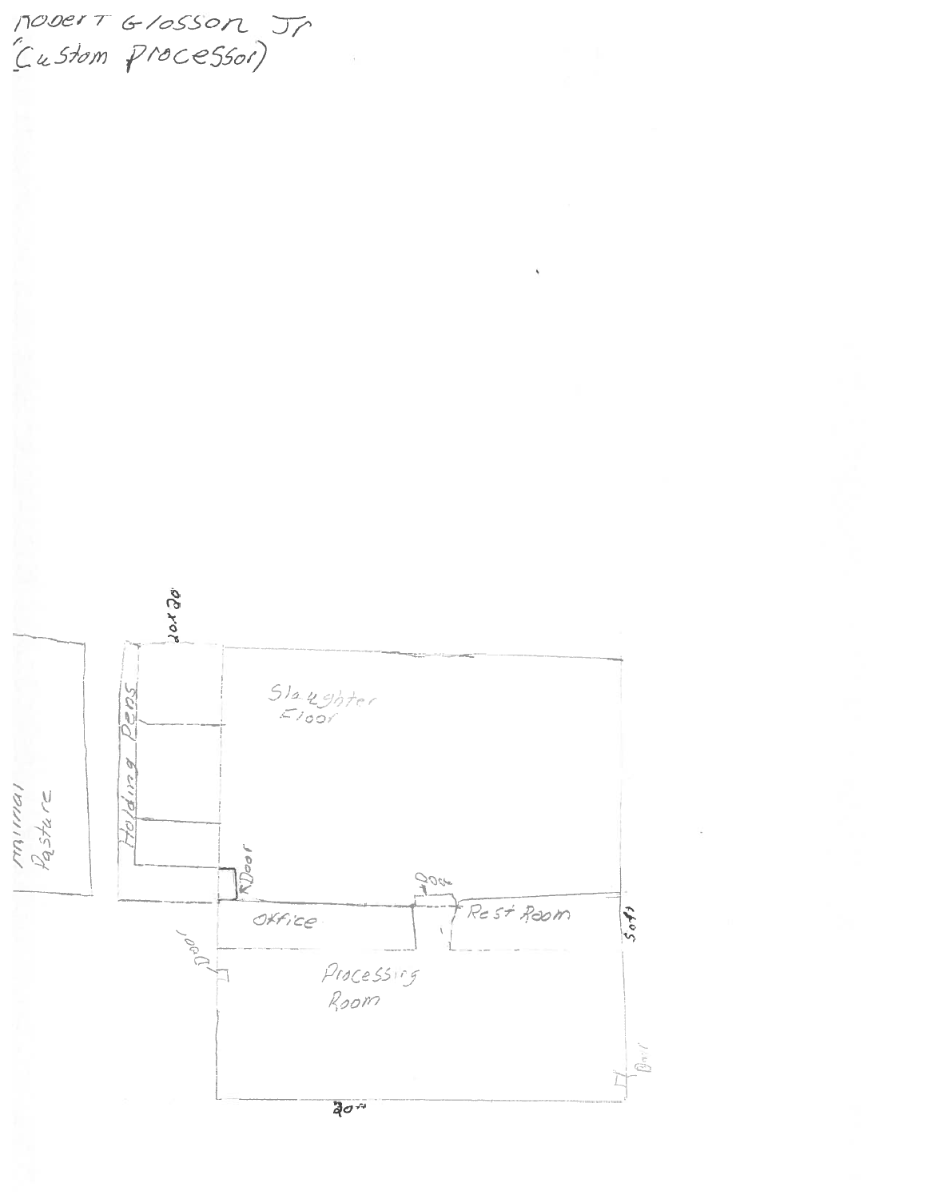Robert Glosson Jr
(Custom Processor)

20x20

Slaughter Floor

Holding Pens

Animal Pasture

Door

Door

Office

Rest Room

50ft

Door

Processing Room

Door

80ft